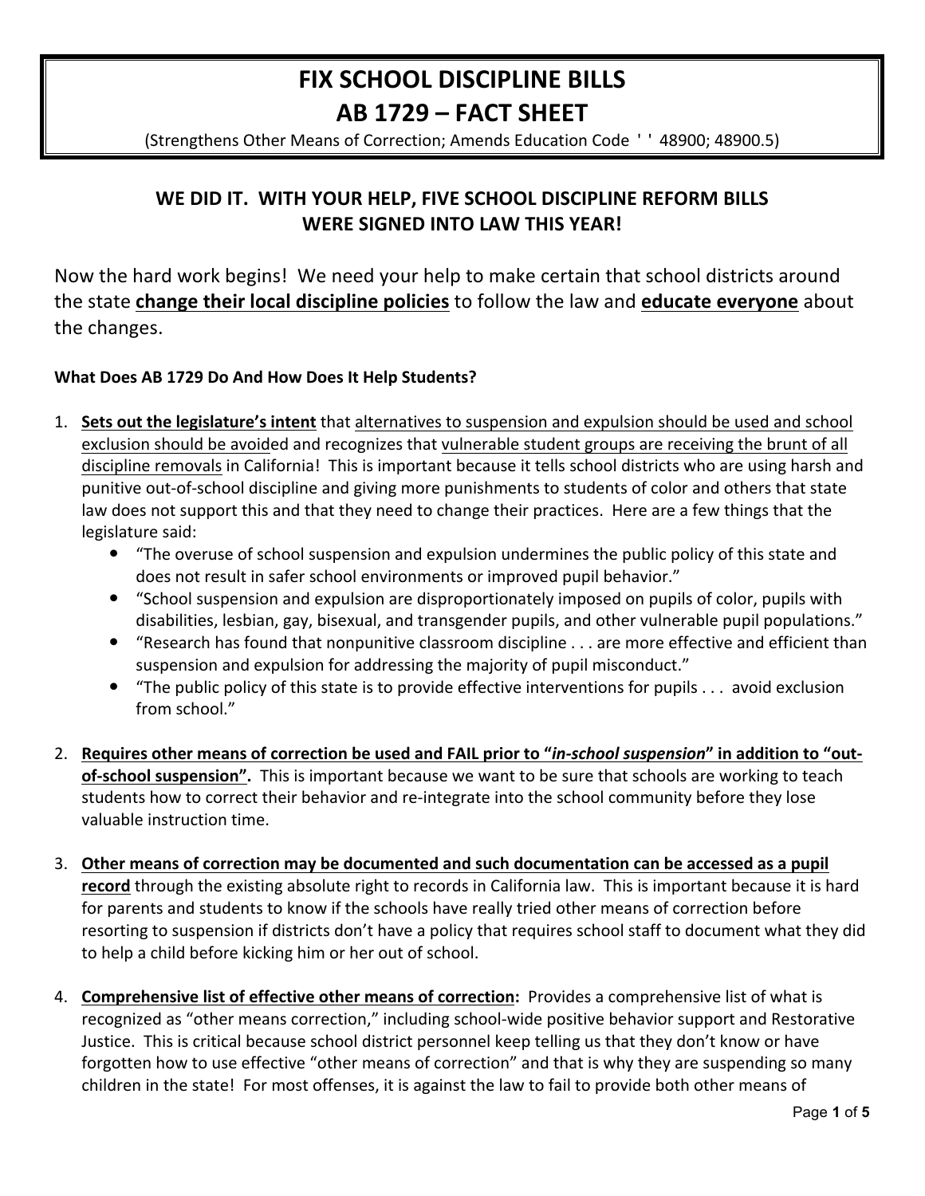# FIX SCHOOL DISCIPLINE BILLS
# AB 1729 – FACT SHEET

(Strengthens Other Means of Correction; Amends Education Code ' ' 48900; 48900.5)

## WE DID IT. WITH YOUR HELP, FIVE SCHOOL DISCIPLINE REFORM BILLS WERE SIGNED INTO LAW THIS YEAR!

Now the hard work begins! We need your help to make certain that school districts around the state **change their local discipline policies** to follow the law and **educate everyone** about the changes.

**What Does AB 1729 Do And How Does It Help Students?**

1. **Sets out the legislature's intent** that alternatives to suspension and expulsion should be used and school exclusion should be avoided and recognizes that vulnerable student groups are receiving the brunt of all discipline removals in California! This is important because it tells school districts who are using harsh and punitive out-of-school discipline and giving more punishments to students of color and others that state law does not support this and that they need to change their practices. Here are a few things that the legislature said:
   - "The overuse of school suspension and expulsion undermines the public policy of this state and does not result in safer school environments or improved pupil behavior."
   - "School suspension and expulsion are disproportionately imposed on pupils of color, pupils with disabilities, lesbian, gay, bisexual, and transgender pupils, and other vulnerable pupil populations."
   - "Research has found that nonpunitive classroom discipline . . . are more effective and efficient than suspension and expulsion for addressing the majority of pupil misconduct."
   - "The public policy of this state is to provide effective interventions for pupils . . . avoid exclusion from school."

2. **Requires other means of correction be used and FAIL prior to "*in-school suspension*" in addition to "out-of-school suspension".** This is important because we want to be sure that schools are working to teach students how to correct their behavior and re-integrate into the school community before they lose valuable instruction time.

3. **Other means of correction may be documented and such documentation can be accessed as a pupil record** through the existing absolute right to records in California law. This is important because it is hard for parents and students to know if the schools have really tried other means of correction before resorting to suspension if districts don't have a policy that requires school staff to document what they did to help a child before kicking him or her out of school.

4. **Comprehensive list of effective other means of correction:** Provides a comprehensive list of what is recognized as "other means correction," including school-wide positive behavior support and Restorative Justice. This is critical because school district personnel keep telling us that they don't know or have forgotten how to use effective "other means of correction" and that is why they are suspending so many children in the state! For most offenses, it is against the law to fail to provide both other means of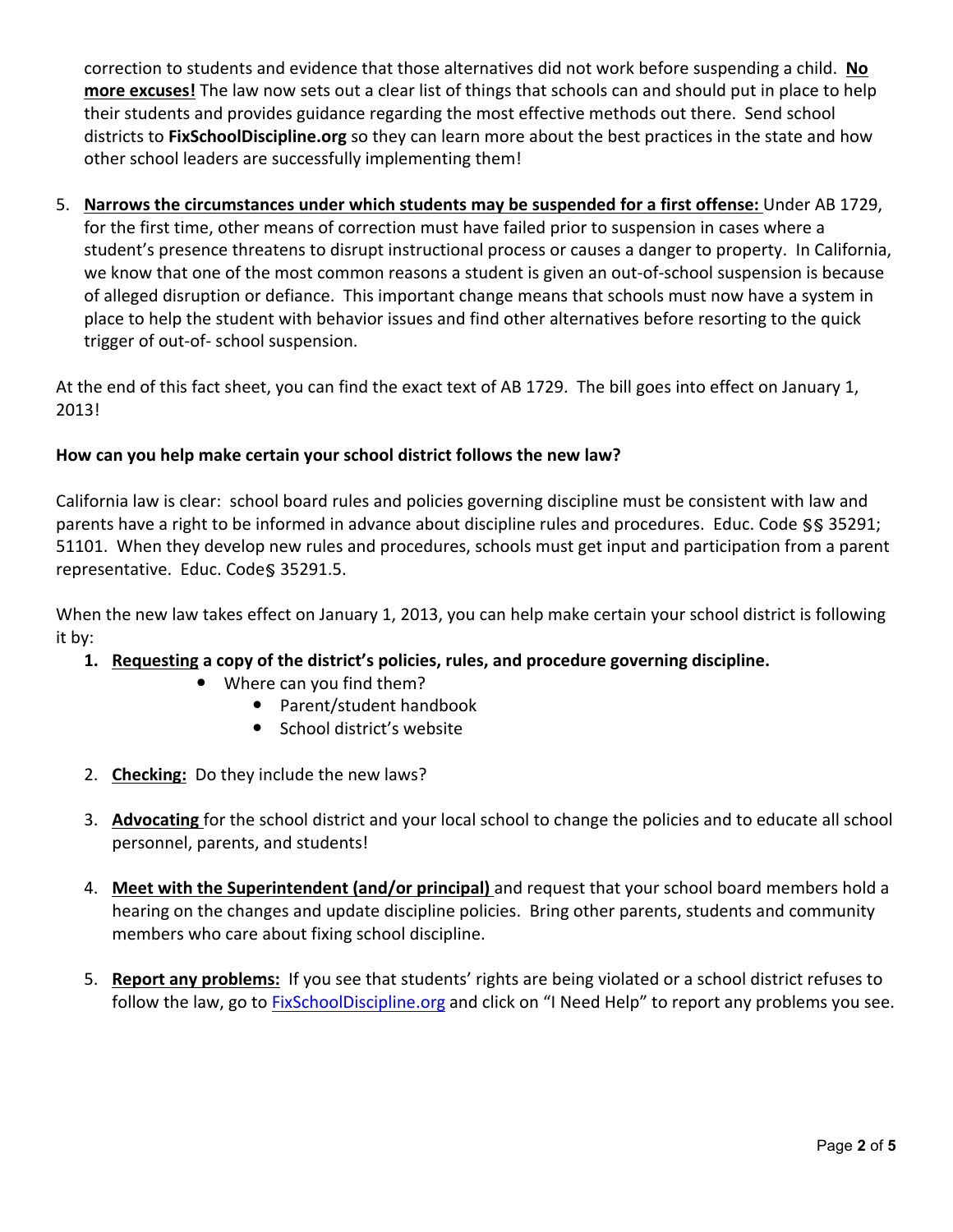correction to students and evidence that those alternatives did not work before suspending a child. **No more excuses!** The law now sets out a clear list of things that schools can and should put in place to help their students and provides guidance regarding the most effective methods out there. Send school districts to **FixSchoolDiscipline.org** so they can learn more about the best practices in the state and how other school leaders are successfully implementing them!

5. **Narrows the circumstances under which students may be suspended for a first offense:** Under AB 1729, for the first time, other means of correction must have failed prior to suspension in cases where a student's presence threatens to disrupt instructional process or causes a danger to property. In California, we know that one of the most common reasons a student is given an out-of-school suspension is because of alleged disruption or defiance. This important change means that schools must now have a system in place to help the student with behavior issues and find other alternatives before resorting to the quick trigger of out-of- school suspension.

At the end of this fact sheet, you can find the exact text of AB 1729. The bill goes into effect on January 1, 2013!

**How can you help make certain your school district follows the new law?**

California law is clear: school board rules and policies governing discipline must be consistent with law and parents have a right to be informed in advance about discipline rules and procedures. Educ. Code §§ 35291; 51101. When they develop new rules and procedures, schools must get input and participation from a parent representative. Educ. Code§ 35291.5.

When the new law takes effect on January 1, 2013, you can help make certain your school district is following it by:

1. **Requesting a copy of the district's policies, rules, and procedure governing discipline.**
    - Where can you find them?
        - Parent/student handbook
        - School district's website
2. **Checking:** Do they include the new laws?
3. **Advocating** for the school district and your local school to change the policies and to educate all school personnel, parents, and students!
4. **Meet with the Superintendent (and/or principal)** and request that your school board members hold a hearing on the changes and update discipline policies. Bring other parents, students and community members who care about fixing school discipline.
5. **Report any problems:** If you see that students' rights are being violated or a school district refuses to follow the law, go to FixSchoolDiscipline.org and click on "I Need Help" to report any problems you see.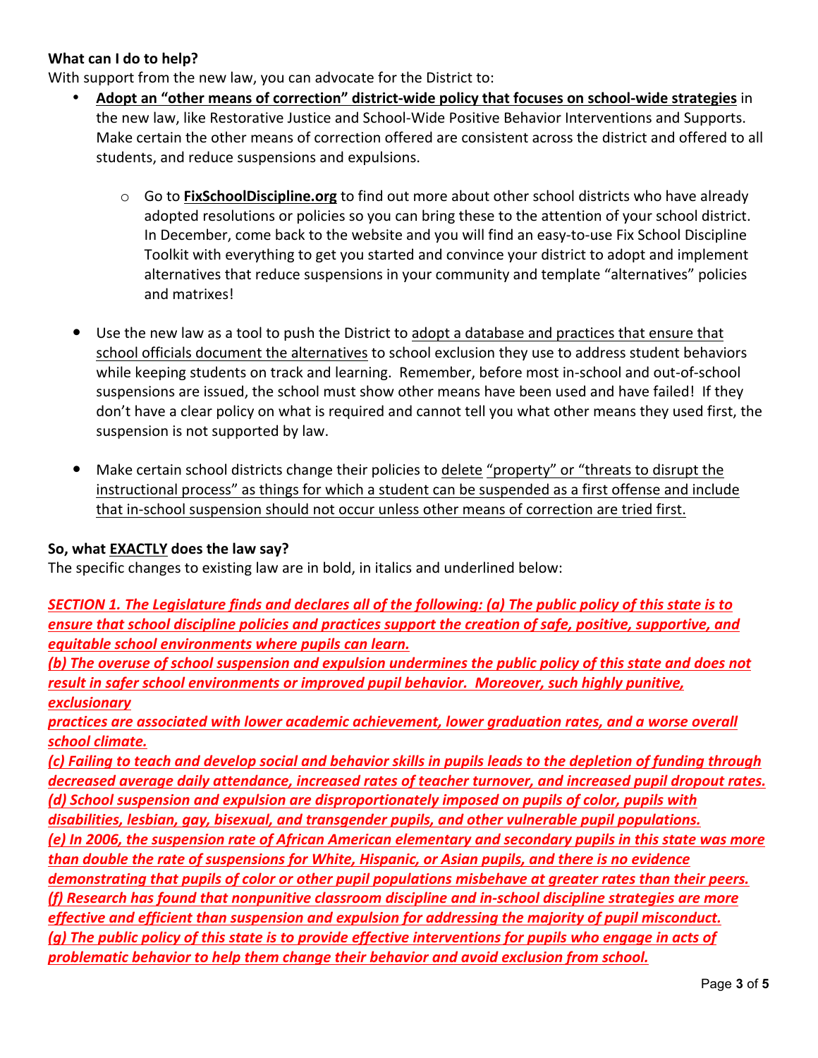**What can I do to help?**

With support from the new law, you can advocate for the District to:

- **Adopt an "other means of correction" district-wide policy that focuses on school-wide strategies** in the new law, like Restorative Justice and School-Wide Positive Behavior Interventions and Supports. Make certain the other means of correction offered are consistent across the district and offered to all students, and reduce suspensions and expulsions.
    - Go to **FixSchoolDiscipline.org** to find out more about other school districts who have already adopted resolutions or policies so you can bring these to the attention of your school district. In December, come back to the website and you will find an easy-to-use Fix School Discipline Toolkit with everything to get you started and convince your district to adopt and implement alternatives that reduce suspensions in your community and template "alternatives" policies and matrixes!

- Use the new law as a tool to push the District to adopt a database and practices that ensure that school officials document the alternatives to school exclusion they use to address student behaviors while keeping students on track and learning. Remember, before most in-school and out-of-school suspensions are issued, the school must show other means have been used and have failed! If they don't have a clear policy on what is required and cannot tell you what other means they used first, the suspension is not supported by law.

- Make certain school districts change their policies to delete "property" or "threats to disrupt the instructional process" as things for which a student can be suspended as a first offense and include that in-school suspension should not occur unless other means of correction are tried first.

**So, what EXACTLY does the law say?**

The specific changes to existing law are in bold, in italics and underlined below:

***SECTION 1. The Legislature finds and declares all of the following: (a) The public policy of this state is to ensure that school discipline policies and practices support the creation of safe, positive, supportive, and equitable school environments where pupils can learn.***

***(b) The overuse of school suspension and expulsion undermines the public policy of this state and does not result in safer school environments or improved pupil behavior. Moreover, such highly punitive, exclusionary practices are associated with lower academic achievement, lower graduation rates, and a worse overall school climate.***

***(c) Failing to teach and develop social and behavior skills in pupils leads to the depletion of funding through decreased average daily attendance, increased rates of teacher turnover, and increased pupil dropout rates.***

***(d) School suspension and expulsion are disproportionately imposed on pupils of color, pupils with disabilities, lesbian, gay, bisexual, and transgender pupils, and other vulnerable pupil populations.***

***(e) In 2006, the suspension rate of African American elementary and secondary pupils in this state was more than double the rate of suspensions for White, Hispanic, or Asian pupils, and there is no evidence demonstrating that pupils of color or other pupil populations misbehave at greater rates than their peers.***

***(f) Research has found that nonpunitive classroom discipline and in-school discipline strategies are more effective and efficient than suspension and expulsion for addressing the majority of pupil misconduct.***

***(g) The public policy of this state is to provide effective interventions for pupils who engage in acts of problematic behavior to help them change their behavior and avoid exclusion from school.***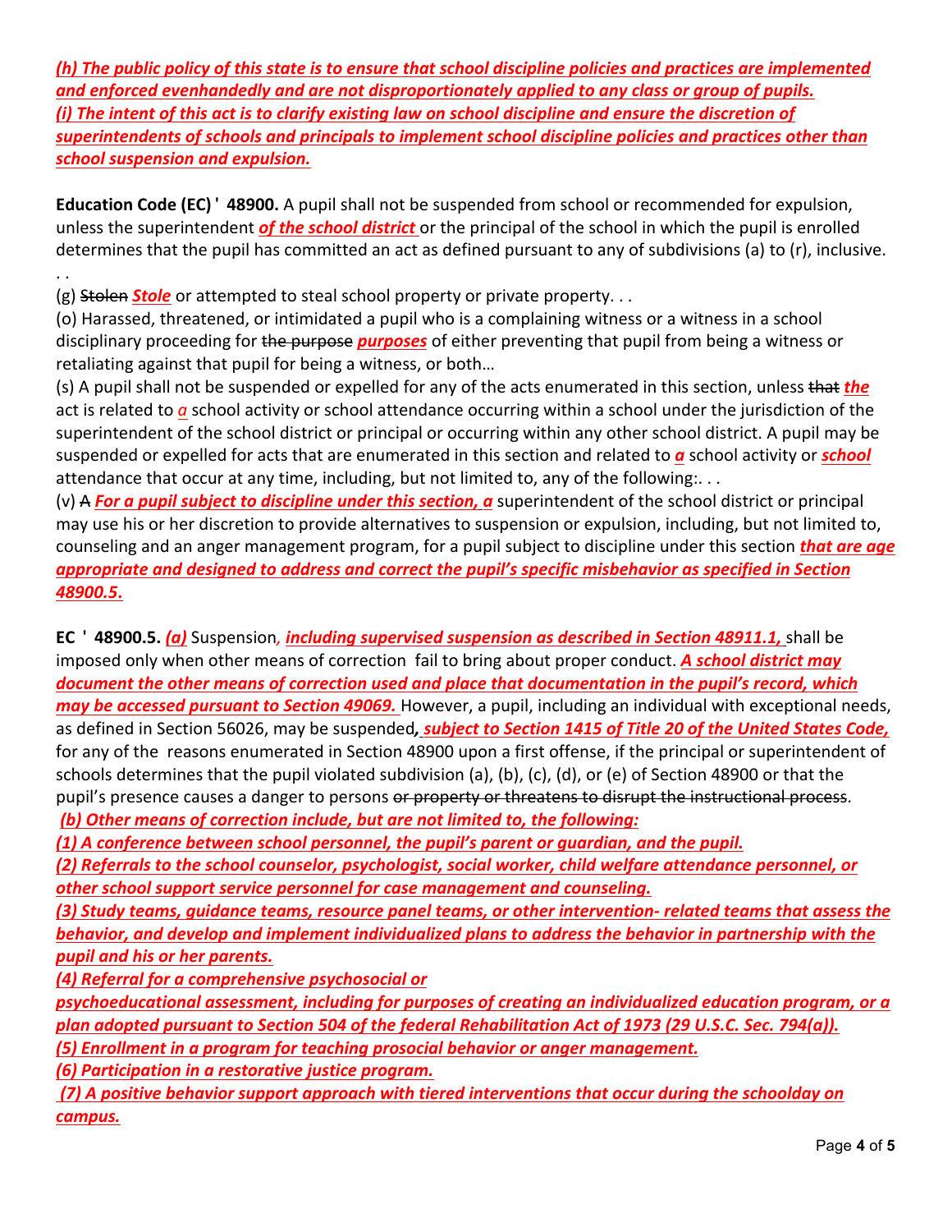***(h) The public policy of this state is to ensure that school discipline policies and practices are implemented and enforced evenhandedly and are not disproportionately applied to any class or group of pupils.***
***(i) The intent of this act is to clarify existing law on school discipline and ensure the discretion of superintendents of schools and principals to implement school discipline policies and practices other than school suspension and expulsion.***

**Education Code (EC) ' 48900.** A pupil shall not be suspended from school or recommended for expulsion, unless the superintendent ***of the school district*** or the principal of the school in which the pupil is enrolled determines that the pupil has committed an act as defined pursuant to any of subdivisions (a) to (r), inclusive. . .

(g) ~~Stolen~~ ***Stole*** or attempted to steal school property or private property. . .

(o) Harassed, threatened, or intimidated a pupil who is a complaining witness or a witness in a school disciplinary proceeding for ~~the purpose~~ ***purposes*** of either preventing that pupil from being a witness or retaliating against that pupil for being a witness, or both…

(s) A pupil shall not be suspended or expelled for any of the acts enumerated in this section, unless ~~that~~ ***the*** act is related to ***a*** school activity or school attendance occurring within a school under the jurisdiction of the superintendent of the school district or principal or occurring within any other school district. A pupil may be suspended or expelled for acts that are enumerated in this section and related to ***a*** school activity or ***school*** attendance that occur at any time, including, but not limited to, any of the following:. . .

(v) ~~A~~ ***For a pupil subject to discipline under this section, a*** superintendent of the school district or principal may use his or her discretion to provide alternatives to suspension or expulsion, including, but not limited to, counseling and an anger management program, for a pupil subject to discipline under this section ***that are age appropriate and designed to address and correct the pupil's specific misbehavior as specified in Section 48900.5.***

**EC ' 48900.5.** ***(a)*** Suspension***, including supervised suspension as described in Section 48911.1,*** shall be imposed only when other means of correction fail to bring about proper conduct. ***A school district may document the other means of correction used and place that documentation in the pupil's record, which may be accessed pursuant to Section 49069.*** However, a pupil, including an individual with exceptional needs, as defined in Section 56026, may be suspended***, subject to Section 1415 of Title 20 of the United States Code,*** for any of the reasons enumerated in Section 48900 upon a first offense, if the principal or superintendent of schools determines that the pupil violated subdivision (a), (b), (c), (d), or (e) of Section 48900 or that the pupil's presence causes a danger to persons ~~or property or threatens to disrupt the instructional process~~.

***(b) Other means of correction include, but are not limited to, the following:***
***(1) A conference between school personnel, the pupil's parent or guardian, and the pupil.***
***(2) Referrals to the school counselor, psychologist, social worker, child welfare attendance personnel, or other school support service personnel for case management and counseling.***
***(3) Study teams, guidance teams, resource panel teams, or other intervention- related teams that assess the behavior, and develop and implement individualized plans to address the behavior in partnership with the pupil and his or her parents.***
***(4) Referral for a comprehensive psychosocial or psychoeducational assessment, including for purposes of creating an individualized education program, or a plan adopted pursuant to Section 504 of the federal Rehabilitation Act of 1973 (29 U.S.C. Sec. 794(a)).***
***(5) Enrollment in a program for teaching prosocial behavior or anger management.***
***(6) Participation in a restorative justice program.***
***(7) A positive behavior support approach with tiered interventions that occur during the schoolday on campus.***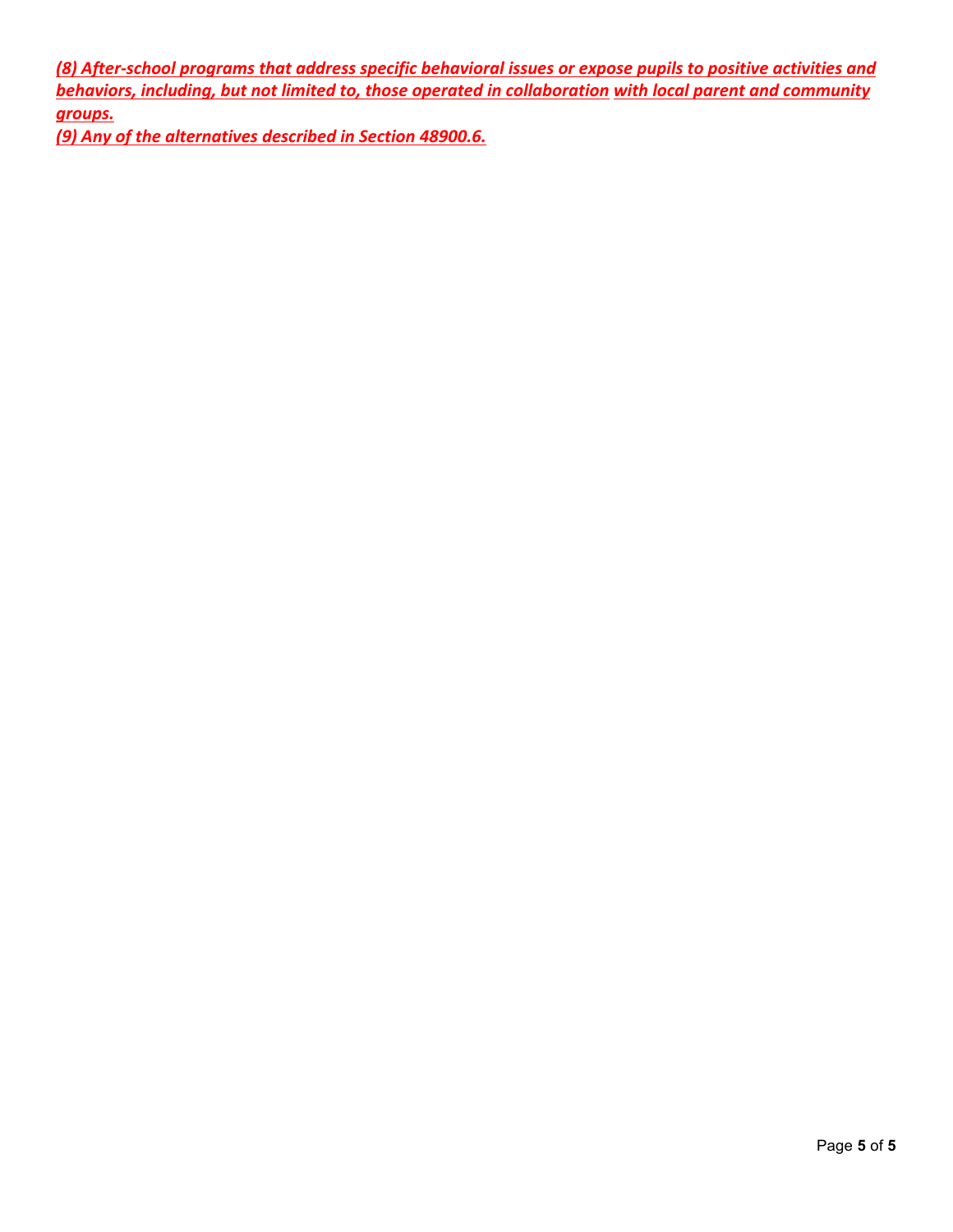***(8) After-school programs that address specific behavioral issues or expose pupils to positive activities and behaviors, including, but not limited to, those operated in collaboration with local parent and community groups.***

***(9) Any of the alternatives described in Section 48900.6.***